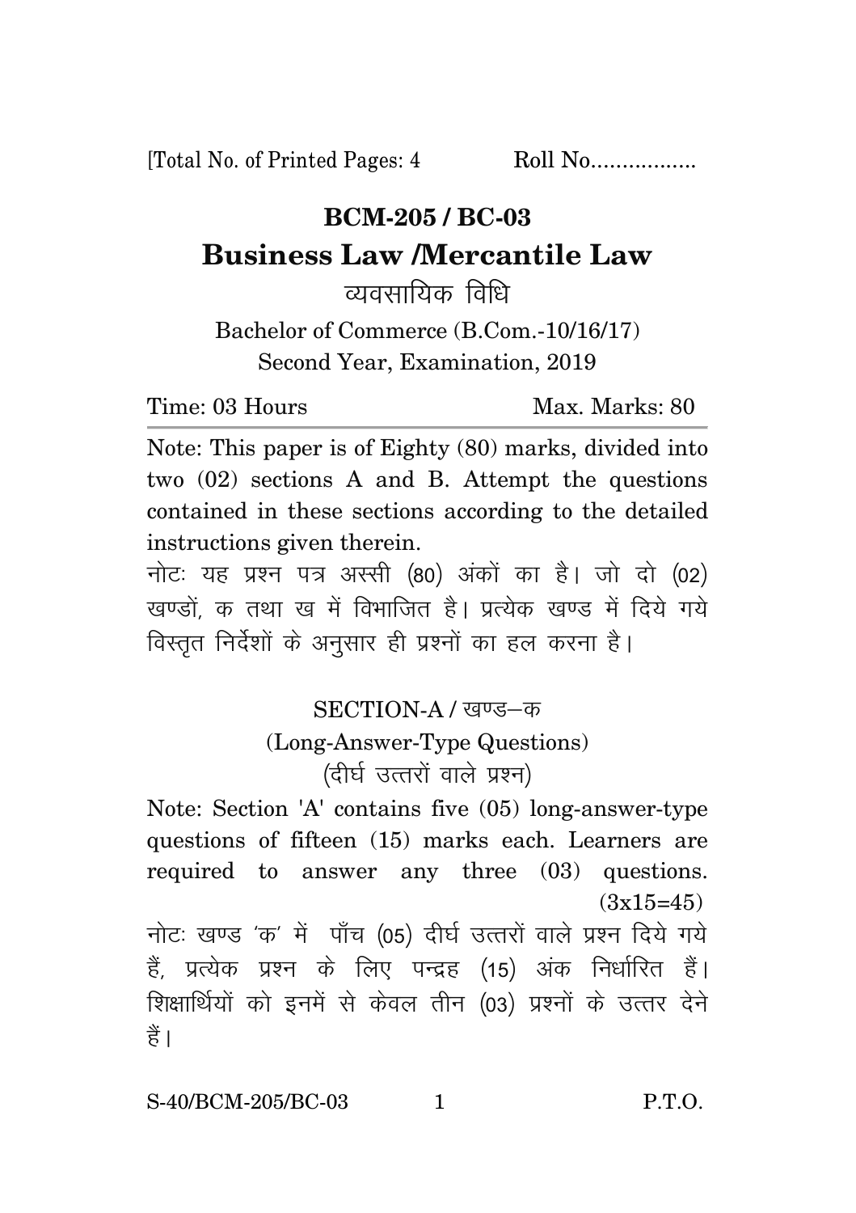[Total No. of Printed Pages: 4 Roll No.................

# BCM-205 / BC-03

## Business Law /Mercantile Law

व्यवसायिक विधि

Bachelor of Commerce (B.Com.-10/16/17)

Second Year, Examination, 2019

Time: 03 Hours Max. Marks: 80

Note: This paper is of Eighty (80) marks, divided into two (02) sections A and B. Attempt the questions contained in these sections according to the detailed instructions given therein.

नोटः यह प्रश्न पत्र अस्सी (80) अंकों का है। जो दो (02) खण्डों, क तथा ख में विभाजित है। प्रत्येक खण्ड में दिये गये विस्तृत निर्देशों के अनुसार ही प्रश्नों का हल करना है।

### SECTION-A / खण्ड–क

(Long-Answer-Type Questions)

(दीर्घ उत्तरों वाले प्रश्न)

Note: Section 'A' contains five (05) long-answer-type questions of fifteen (15) marks each. Learners are required to answer any three (03) questions. (3x15=45)

नोटः खण्ड 'क' में पाँच (05) दीर्घ उत्तरों वाले प्रश्न दिये गये हैं, प्रत्येक प्रश्न के लिए पन्द्रह (15) अंक निर्धारित हैं। शिक्षार्थियों को इनमें से केवल तीन (03) प्रश्नों के उत्तर देने हैं।

S-40/BCM-205/BC-03 P.T.O.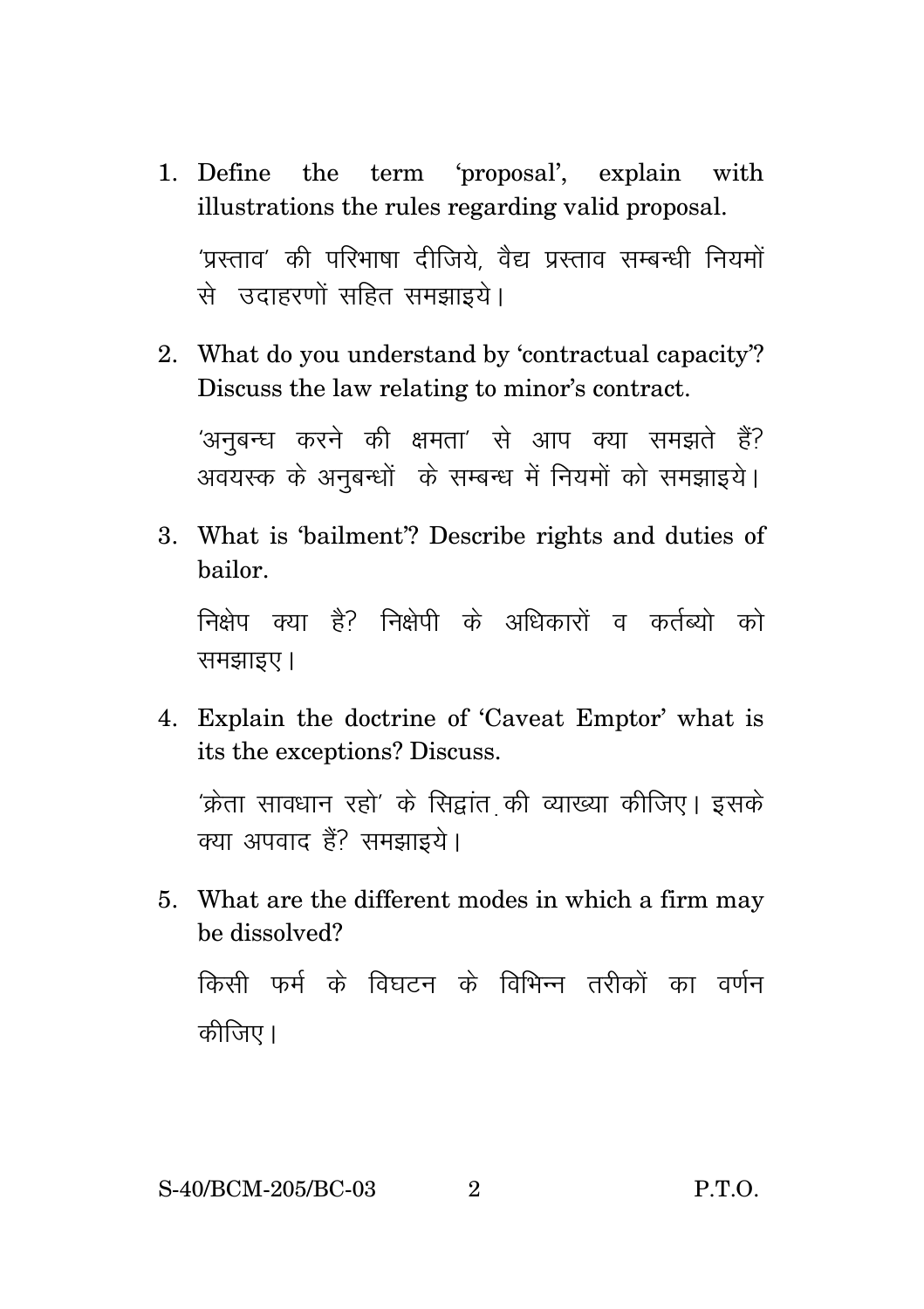1. Define the term 'proposal', explain with illustrations the rules regarding valid proposal.

   'प्रस्ताव' की परिभाषा दीजिये, वैद्य प्रस्ताव सम्बन्धी नियमों से उदाहरणों सहित समझाइये।

2. What do you understand by 'contractual capacity'? Discuss the law relating to minor's contract.

   'अनुबन्ध करने की क्षमता' से आप क्या समझते हैं? अवयस्क के अनुबन्धों के सम्बन्ध में नियमों को समझाइये।

3. What is 'bailment'? Describe rights and duties of bailor.

   निक्षेप क्या है? निक्षेपी के अधिकारों व कर्तब्यो को समझाइए।

4. Explain the doctrine of 'Caveat Emptor' what is its the exceptions? Discuss.

   'क्रेता सावधान रहो' के सिद्वांत की व्याख्या कीजिए। इसके क्या अपवाद हैं? समझाइये।

5. What are the different modes in which a firm may be dissolved?

   किसी फर्म के विघटन के विभिन्न तरीकों का वर्णन कीजिए।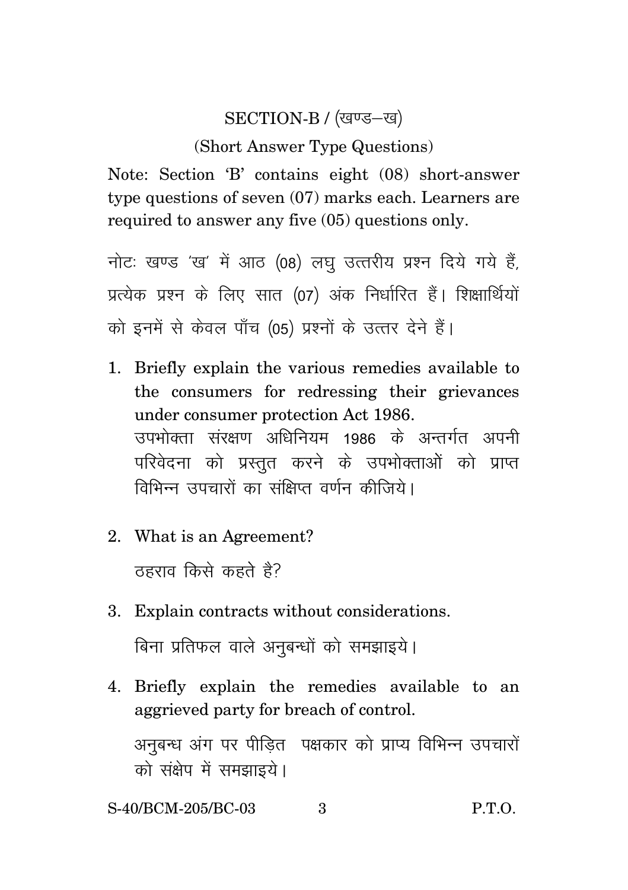## SECTION-B / (खण्ड–ख)

### (Short Answer Type Questions)

Note: Section 'B' contains eight (08) short-answer type questions of seven (07) marks each. Learners are required to answer any five (05) questions only.

नोटः खण्ड 'ख' में आठ (08) लघु उत्तरीय प्रश्न दिये गये हैं, प्रत्येक प्रश्न के लिए सात (07) अंक निर्धारित हैं। शिक्षार्थियों को इनमें से केवल पाँच (05) प्रश्नों के उत्तर देने हैं।

1. Briefly explain the various remedies available to the consumers for redressing their grievances under consumer protection Act 1986.

   उपभोक्ता संरक्षण अधिनियम 1986 के अन्तर्गत अपनी परिवेदना को प्रस्तुत करने के उपभोक्ताओं को प्राप्त विभिन्न उपचारों का संक्षिप्त वर्णन कीजिये।

2. What is an Agreement?

   ठहराव किसे कहते है?

3. Explain contracts without considerations.

   बिना प्रतिफल वाले अनुबन्धों को समझाइये।

4. Briefly explain the remedies available to an aggrieved party for breach of control.

   अनुबन्ध अंग पर पीड़ित पक्षकार को प्राप्य विभिन्न उपचारों को संक्षेप में समझाइये।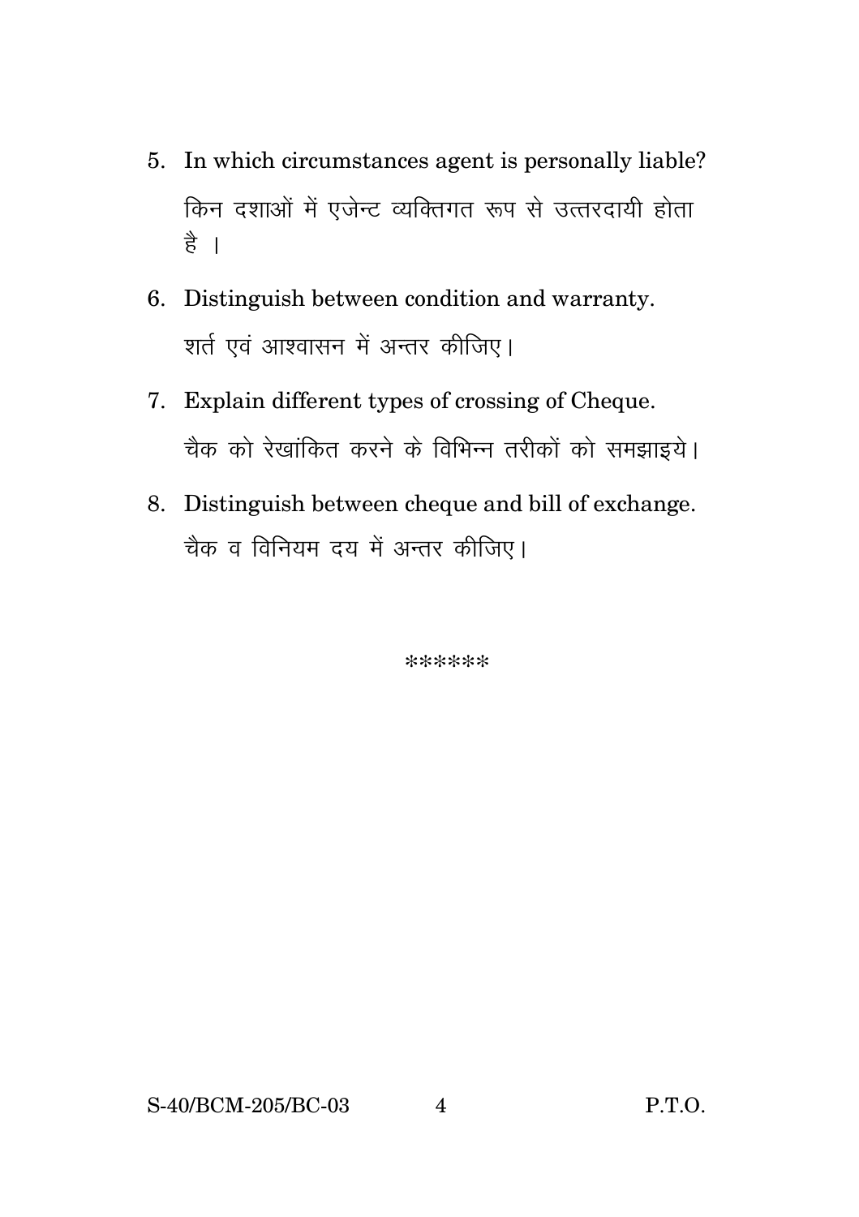5. In which circumstances agent is personally liable?

   किन दशाओं में एजेन्ट व्यक्तिगत रूप से उत्तरदायी होता है ।

6. Distinguish between condition and warranty.

   शर्त एवं आश्वासन में अन्तर कीजिए।

7. Explain different types of crossing of Cheque.

   चैक को रेखांकित करने के विभिन्न तरीकों को समझाइये।

8. Distinguish between cheque and bill of exchange.

   चैक व विनियम दय में अन्तर कीजिए।

******